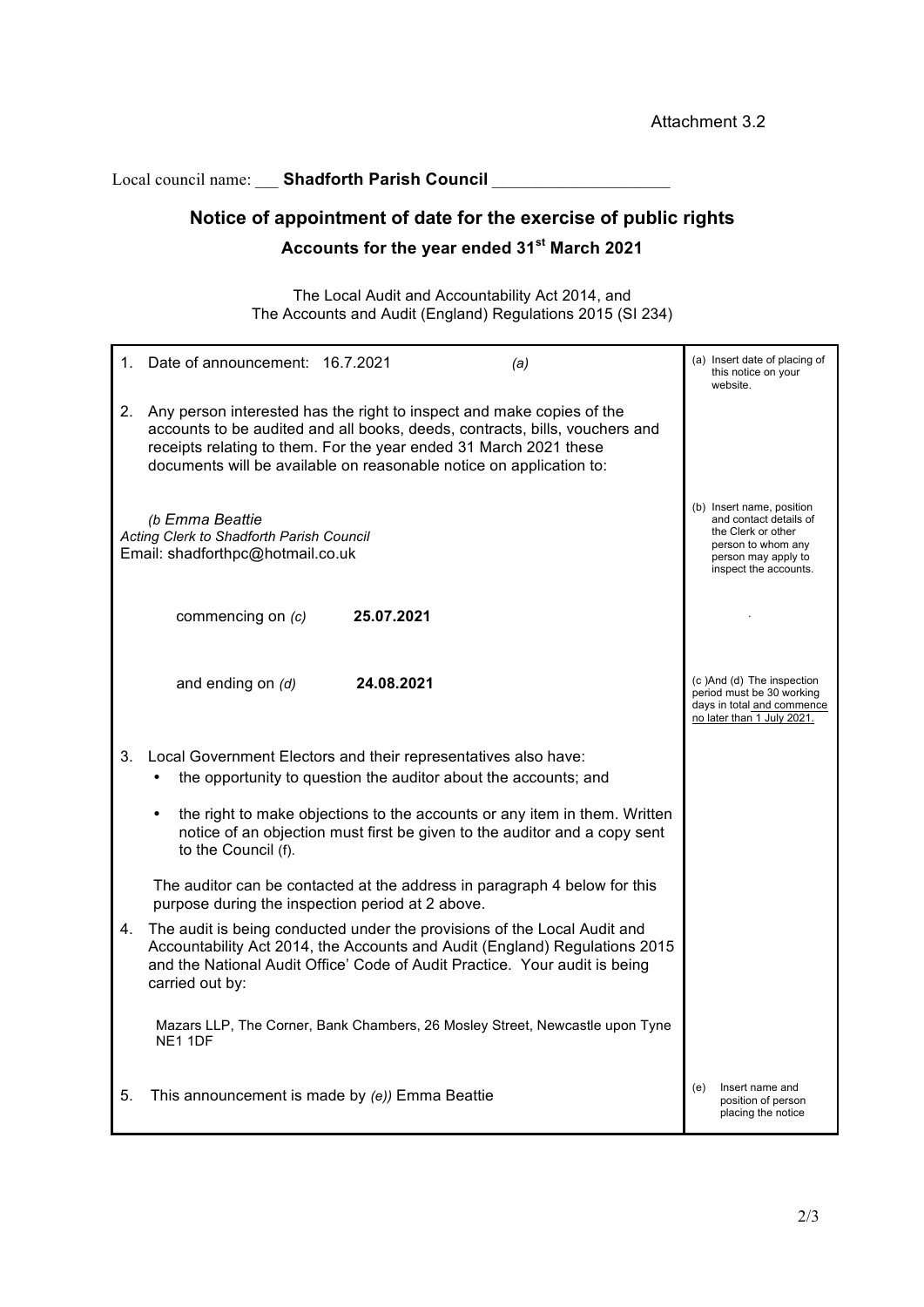Attachment 3.2

Local council name: ___ **Shadforth Parish Council** ____________________

## Notice of appointment of date for the exercise of public rights

### Accounts for the year ended 31st March 2021

The Local Audit and Accountability Act 2014, and
The Accounts and Audit (England) Regulations 2015 (SI 234)

| | |
|---|---|
| 1. Date of announcement: 16.7.2021 *(a)* | (a) Insert date of placing of this notice on your website. |
| 2. Any person interested has the right to inspect and make copies of the accounts to be audited and all books, deeds, contracts, bills, vouchers and receipts relating to them. For the year ended 31 March 2021 these documents will be available on reasonable notice on application to: | |
| *(b Emma Beattie*<br>*Acting Clerk to Shadforth Parish Council*<br>Email: shadforthpc@hotmail.co.uk | (b) Insert name, position and contact details of the Clerk or other person to whom any person may apply to inspect the accounts. |
| commencing on *(c)* **25.07.2021** | . |
| and ending on *(d)* **24.08.2021** | (c )And (d) The inspection period must be 30 working days in total and commence no later than 1 July 2021. |
| 3. Local Government Electors and their representatives also have:<br>• the opportunity to question the auditor about the accounts; and<br>• the right to make objections to the accounts or any item in them. Written notice of an objection must first be given to the auditor and a copy sent to the Council (f).<br><br>The auditor can be contacted at the address in paragraph 4 below for this purpose during the inspection period at 2 above. | |
| 4. The audit is being conducted under the provisions of the Local Audit and Accountability Act 2014, the Accounts and Audit (England) Regulations 2015 and the National Audit Office' Code of Audit Practice. Your audit is being carried out by:<br><br>Mazars LLP, The Corner, Bank Chambers, 26 Mosley Street, Newcastle upon Tyne NE1 1DF | |
| 5. This announcement is made by *(e))* Emma Beattie | (e) Insert name and position of person placing the notice |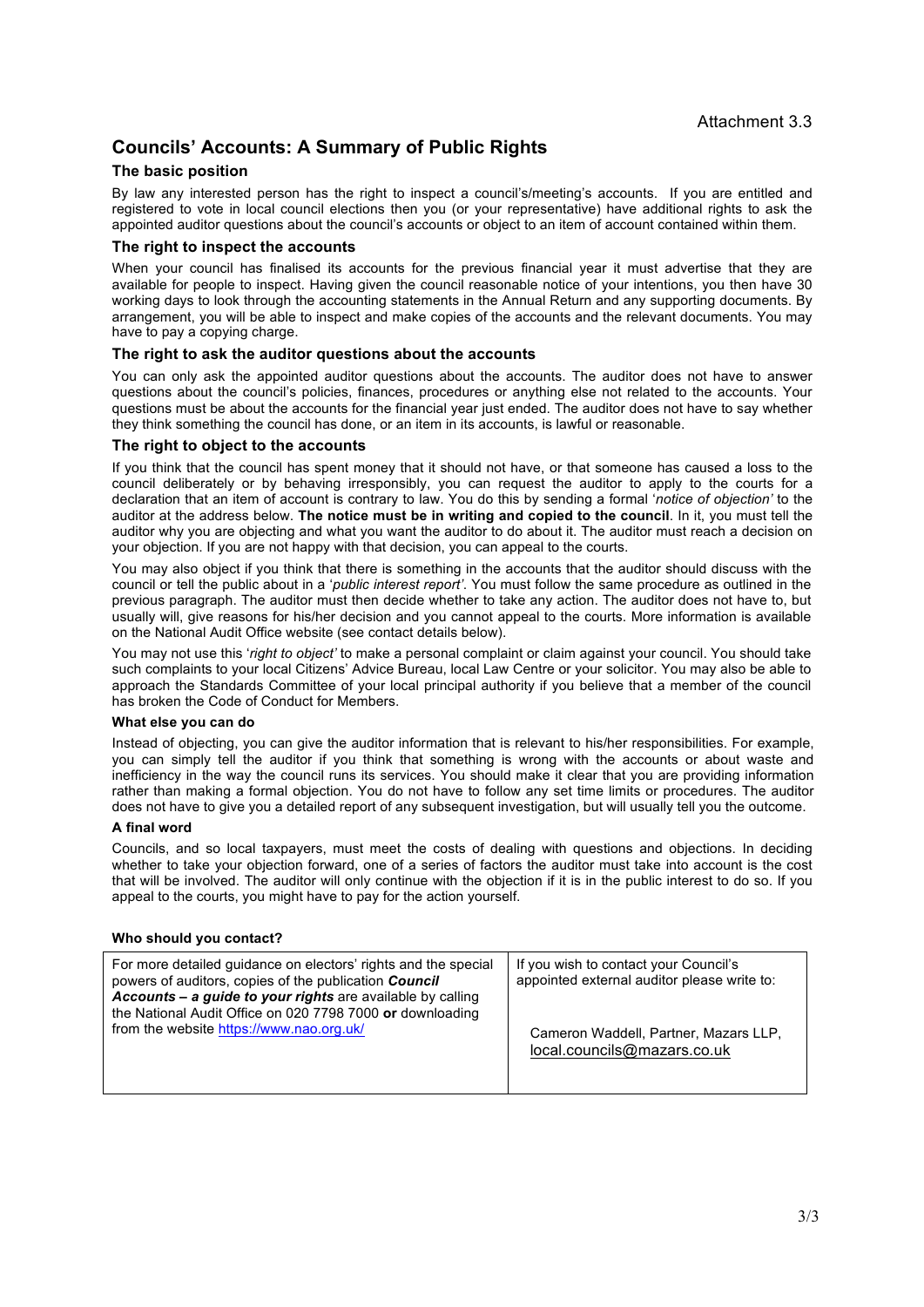Attachment 3.3

# Councils' Accounts: A Summary of Public Rights

## The basic position

By law any interested person has the right to inspect a council's/meeting's accounts. If you are entitled and registered to vote in local council elections then you (or your representative) have additional rights to ask the appointed auditor questions about the council's accounts or object to an item of account contained within them.

## The right to inspect the accounts

When your council has finalised its accounts for the previous financial year it must advertise that they are available for people to inspect. Having given the council reasonable notice of your intentions, you then have 30 working days to look through the accounting statements in the Annual Return and any supporting documents. By arrangement, you will be able to inspect and make copies of the accounts and the relevant documents. You may have to pay a copying charge.

## The right to ask the auditor questions about the accounts

You can only ask the appointed auditor questions about the accounts. The auditor does not have to answer questions about the council's policies, finances, procedures or anything else not related to the accounts. Your questions must be about the accounts for the financial year just ended. The auditor does not have to say whether they think something the council has done, or an item in its accounts, is lawful or reasonable.

## The right to object to the accounts

If you think that the council has spent money that it should not have, or that someone has caused a loss to the council deliberately or by behaving irresponsibly, you can request the auditor to apply to the courts for a declaration that an item of account is contrary to law. You do this by sending a formal '*notice of objection'* to the auditor at the address below. **The notice must be in writing and copied to the council**. In it, you must tell the auditor why you are objecting and what you want the auditor to do about it. The auditor must reach a decision on your objection. If you are not happy with that decision, you can appeal to the courts.

You may also object if you think that there is something in the accounts that the auditor should discuss with the council or tell the public about in a '*public interest report'*. You must follow the same procedure as outlined in the previous paragraph. The auditor must then decide whether to take any action. The auditor does not have to, but usually will, give reasons for his/her decision and you cannot appeal to the courts. More information is available on the National Audit Office website (see contact details below).

You may not use this '*right to object'* to make a personal complaint or claim against your council. You should take such complaints to your local Citizens' Advice Bureau, local Law Centre or your solicitor. You may also be able to approach the Standards Committee of your local principal authority if you believe that a member of the council has broken the Code of Conduct for Members.

### What else you can do

Instead of objecting, you can give the auditor information that is relevant to his/her responsibilities. For example, you can simply tell the auditor if you think that something is wrong with the accounts or about waste and inefficiency in the way the council runs its services. You should make it clear that you are providing information rather than making a formal objection. You do not have to follow any set time limits or procedures. The auditor does not have to give you a detailed report of any subsequent investigation, but will usually tell you the outcome.

### A final word

Councils, and so local taxpayers, must meet the costs of dealing with questions and objections. In deciding whether to take your objection forward, one of a series of factors the auditor must take into account is the cost that will be involved. The auditor will only continue with the objection if it is in the public interest to do so. If you appeal to the courts, you might have to pay for the action yourself.

### Who should you contact?

| | |
|---|---|
| For more detailed guidance on electors' rights and the special powers of auditors, copies of the publication ***Council Accounts – a guide to your rights*** are available by calling the National Audit Office on 020 7798 7000 **or** downloading from the website https://www.nao.org.uk/ | If you wish to contact your Council's appointed external auditor please write to:<br><br>Cameron Waddell, Partner, Mazars LLP, local.councils@mazars.co.uk |